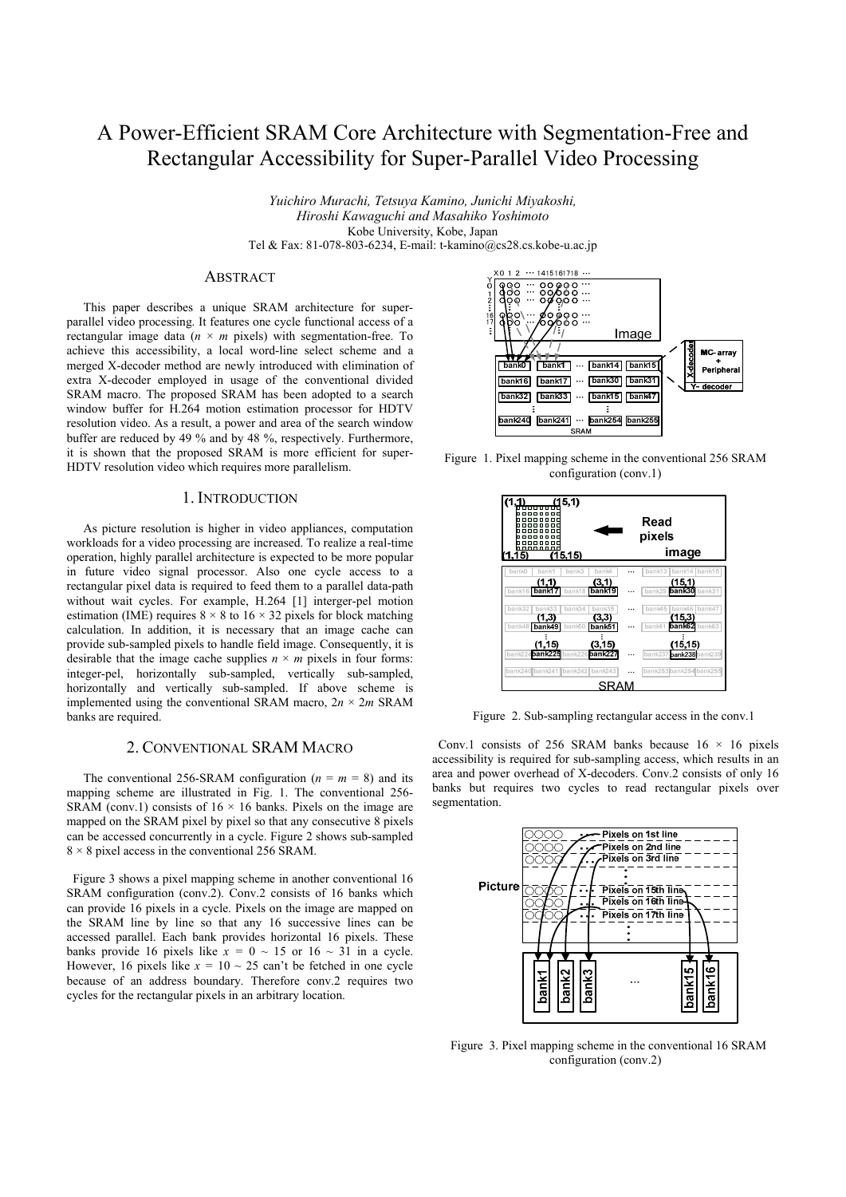# A Power-Efficient SRAM Core Architecture with Segmentation-Free and Rectangular Accessibility for Super-Parallel Video Processing

*Yuichiro Murachi, Tetsuya Kamino, Junichi Miyakoshi,*
*Hiroshi Kawaguchi and Masahiko Yoshimoto*
Kobe University, Kobe, Japan
Tel & Fax: 81-078-803-6234, E-mail: t-kamino@cs28.cs.kobe-u.ac.jp

## ABSTRACT

This paper describes a unique SRAM architecture for super-parallel video processing. It features one cycle functional access of a rectangular image data ($n \times m$ pixels) with segmentation-free. To achieve this accessibility, a local word-line select scheme and a merged X-decoder method are newly introduced with elimination of extra X-decoder employed in usage of the conventional divided SRAM macro. The proposed SRAM has been adopted to a search window buffer for H.264 motion estimation processor for HDTV resolution video. As a result, a power and area of the search window buffer are reduced by 49 % and by 48 %, respectively. Furthermore, it is shown that the proposed SRAM is more efficient for super-HDTV resolution video which requires more parallelism.

## 1. INTRODUCTION

As picture resolution is higher in video appliances, computation workloads for a video processing are increased. To realize a real-time operation, highly parallel architecture is expected to be more popular in future video signal processor. Also one cycle access to a rectangular pixel data is required to feed them to a parallel data-path without wait cycles. For example, H.264 [1] interger-pel motion estimation (IME) requires $8 \times 8$ to $16 \times 32$ pixels for block matching calculation. In addition, it is necessary that an image cache can provide sub-sampled pixels to handle field image. Consequently, it is desirable that the image cache supplies $n \times m$ pixels in four forms: integer-pel, horizontally sub-sampled, vertically sub-sampled, horizontally and vertically sub-sampled. If above scheme is implemented using the conventional SRAM macro, $2n \times 2m$ SRAM banks are required.

## 2. CONVENTIONAL SRAM MACRO

The conventional 256-SRAM configuration ($n = m = 8$) and its mapping scheme are illustrated in Fig. 1. The conventional 256-SRAM (conv.1) consists of $16 \times 16$ banks. Pixels on the image are mapped on the SRAM pixel by pixel so that any consecutive 8 pixels can be accessed concurrently in a cycle. Figure 2 shows sub-sampled $8 \times 8$ pixel access in the conventional 256 SRAM.

Figure 3 shows a pixel mapping scheme in another conventional 16 SRAM configuration (conv.2). Conv.2 consists of 16 banks which can provide 16 pixels in a cycle. Pixels on the image are mapped on the SRAM line by line so that any 16 successive lines can be accessed parallel. Each bank provides horizontal 16 pixels. These banks provide 16 pixels like $x = 0 \sim 15$ or $16 \sim 31$ in a cycle. However, 16 pixels like $x = 10 \sim 25$ can't be fetched in one cycle because of an address boundary. Therefore conv.2 requires two cycles for the rectangular pixels in an arbitrary location.

Figure 1. Pixel mapping scheme in the conventional 256 SRAM configuration (conv.1)

Figure 2. Sub-sampling rectangular access in the conv.1

Conv.1 consists of 256 SRAM banks because $16 \times 16$ pixels accessibility is required for sub-sampling access, which results in an area and power overhead of X-decoders. Conv.2 consists of only 16 banks but requires two cycles to read rectangular pixels over segmentation.

Figure 3. Pixel mapping scheme in the conventional 16 SRAM configuration (conv.2)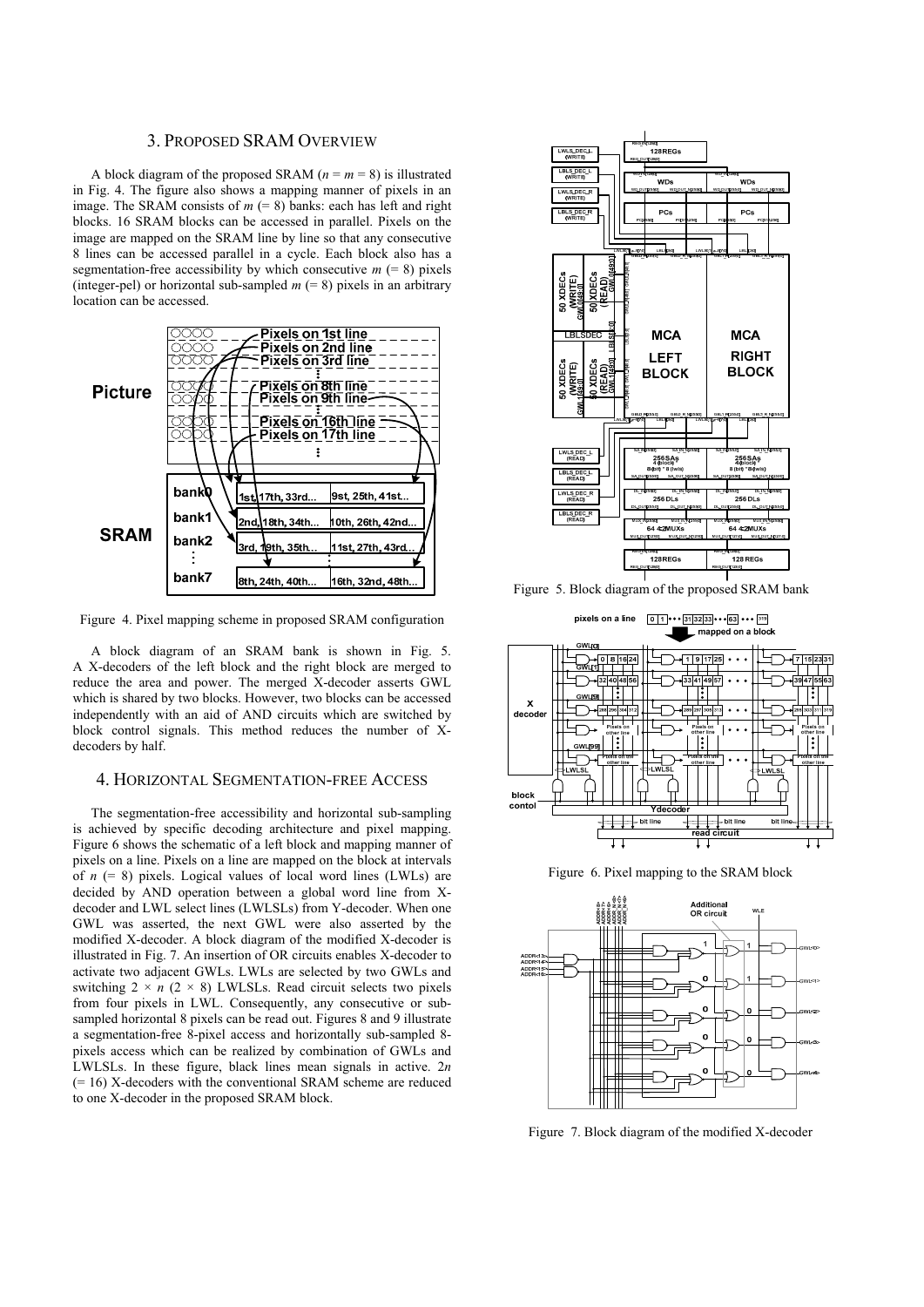## 3. Proposed SRAM Overview

A block diagram of the proposed SRAM ($n = m = 8$) is illustrated in Fig. 4. The figure also shows a mapping manner of pixels in an image. The SRAM consists of $m$ (= 8) banks: each has left and right blocks. 16 SRAM blocks can be accessed in parallel. Pixels on the image are mapped on the SRAM line by line so that any consecutive 8 lines can be accessed parallel in a cycle. Each block also has a segmentation-free accessibility by which consecutive $m$ (= 8) pixels (integer-pel) or horizontal sub-sampled $m$ (= 8) pixels in an arbitrary location can be accessed.

Figure 4. Pixel mapping scheme in proposed SRAM configuration

A block diagram of an SRAM bank is shown in Fig. 5. A X-decoders of the left block and the right block are merged to reduce the area and power. The merged X-decoder asserts GWL which is shared by two blocks. However, two blocks can be accessed independently with an aid of AND circuits which are switched by block control signals. This method reduces the number of X-decoders by half.

## 4. Horizontal Segmentation-free Access

The segmentation-free accessibility and horizontal sub-sampling is achieved by specific decoding architecture and pixel mapping. Figure 6 shows the schematic of a left block and mapping manner of pixels on a line. Pixels on a line are mapped on the block at intervals of $n$ (= 8) pixels. Logical values of local word lines (LWLs) are decided by AND operation between a global word line from X-decoder and LWL select lines (LWLSLs) from Y-decoder. When one GWL was asserted, the next GWL were also asserted by the modified X-decoder. A block diagram of the modified X-decoder is illustrated in Fig. 7. An insertion of OR circuits enables X-decoder to activate two adjacent GWLs. LWLs are selected by two GWLs and switching $2 \times n$ ($2 \times 8$) LWLSLs. Read circuit selects two pixels from four pixels in LWL. Consequently, any consecutive or sub-sampled horizontal 8 pixels can be read out. Figures 8 and 9 illustrate a segmentation-free 8-pixel access and horizontally sub-sampled 8-pixels access which can be realized by combination of GWLs and LWLSLs. In these figure, black lines mean signals in active. $2n$ (= 16) X-decoders with the conventional SRAM scheme are reduced to one X-decoder in the proposed SRAM block.

Figure 5. Block diagram of the proposed SRAM bank

Figure 6. Pixel mapping to the SRAM block

Figure 7. Block diagram of the modified X-decoder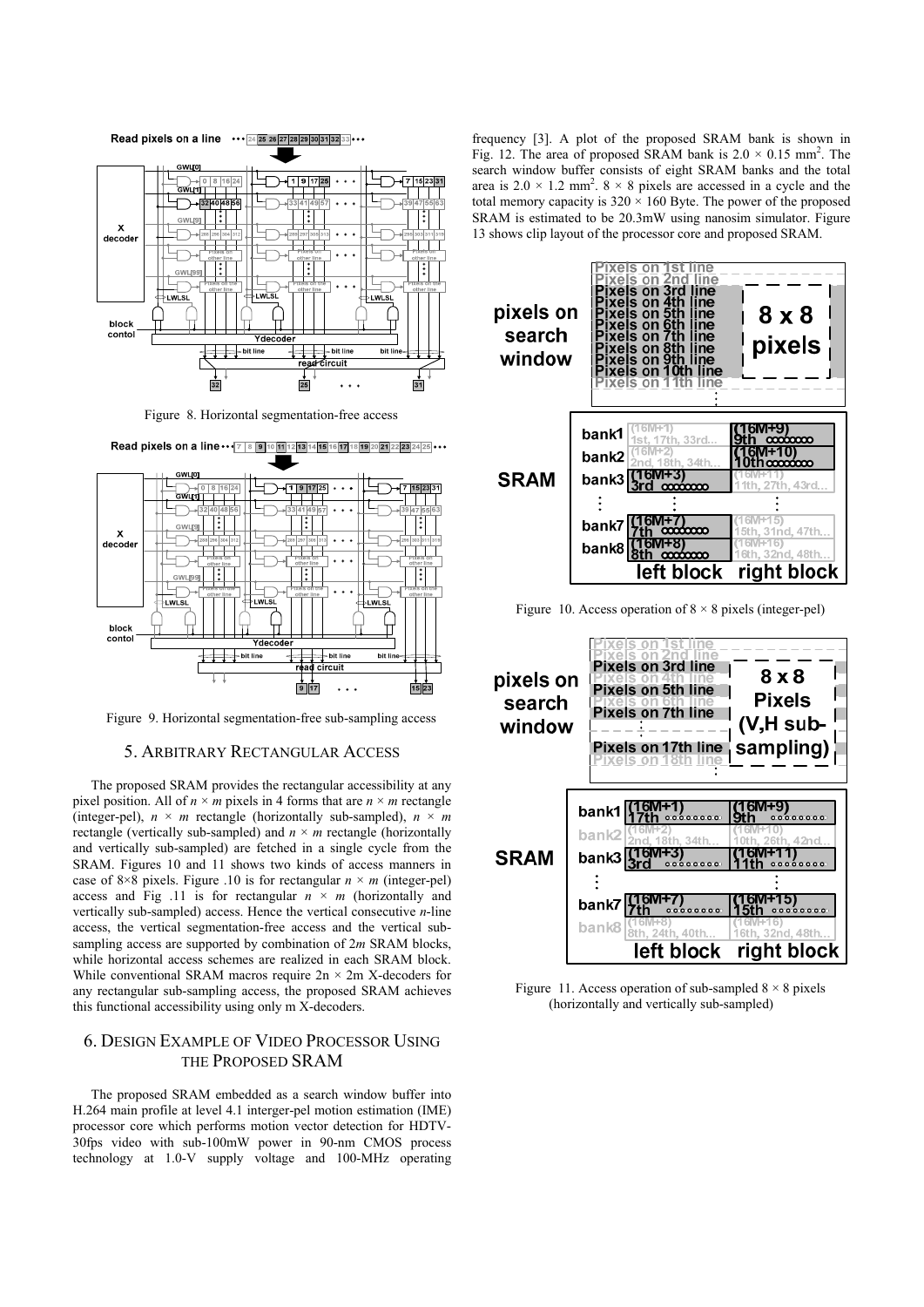Figure 8. Horizontal segmentation-free access

Figure 9. Horizontal segmentation-free sub-sampling access

## 5. ARBITRARY RECTANGULAR ACCESS

The proposed SRAM provides the rectangular accessibility at any pixel position. All of $n \times m$ pixels in 4 forms that are $n \times m$ rectangle (integer-pel), $n \times m$ rectangle (horizontally sub-sampled), $n \times m$ rectangle (vertically sub-sampled) and $n \times m$ rectangle (horizontally and vertically sub-sampled) are fetched in a single cycle from the SRAM. Figures 10 and 11 shows two kinds of access manners in case of 8×8 pixels. Figure .10 is for rectangular $n \times m$ (integer-pel) access and Fig .11 is for rectangular $n \times m$ (horizontally and vertically sub-sampled) access. Hence the vertical consecutive $n$-line access, the vertical segmentation-free access and the vertical sub-sampling access are supported by combination of $2m$ SRAM blocks, while horizontal access schemes are realized in each SRAM block. While conventional SRAM macros require $2n \times 2m$ X-decoders for any rectangular sub-sampling access, the proposed SRAM achieves this functional accessibility using only m X-decoders.

## 6. DESIGN EXAMPLE OF VIDEO PROCESSOR USING THE PROPOSED SRAM

The proposed SRAM embedded as a search window buffer into H.264 main profile at level 4.1 interger-pel motion estimation (IME) processor core which performs motion vector detection for HDTV-30fps video with sub-100mW power in 90-nm CMOS process technology at 1.0-V supply voltage and 100-MHz operating frequency [3]. A plot of the proposed SRAM bank is shown in Fig. 12. The area of proposed SRAM bank is $2.0 \times 0.15$ mm$^2$. The search window buffer consists of eight SRAM banks and the total area is $2.0 \times 1.2$ mm$^2$. $8 \times 8$ pixels are accessed in a cycle and the total memory capacity is $320 \times 160$ Byte. The power of the proposed SRAM is estimated to be 20.3mW using nanosim simulator. Figure 13 shows clip layout of the processor core and proposed SRAM.

Figure 10. Access operation of $8 \times 8$ pixels (integer-pel)

Figure 11. Access operation of sub-sampled $8 \times 8$ pixels (horizontally and vertically sub-sampled)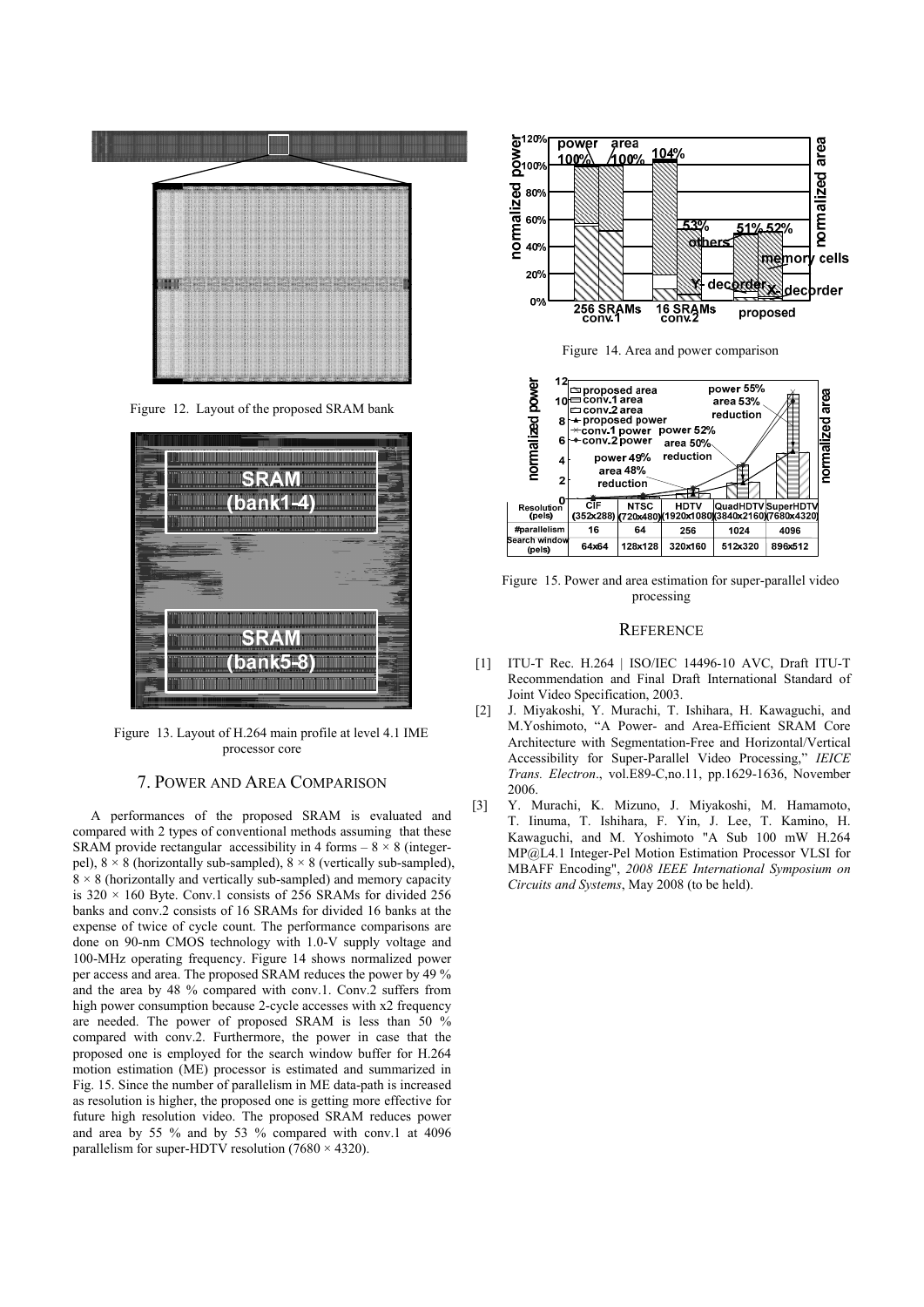Figure 12. Layout of the proposed SRAM bank

SRAM (bank1-4)

SRAM (bank5-8)

Figure 13. Layout of H.264 main profile at level 4.1 IME processor core

## 7. Power and Area Comparison

A performances of the proposed SRAM is evaluated and compared with 2 types of conventional methods assuming that these SRAM provide rectangular accessibility in 4 forms – 8 × 8 (integer-pel), 8 × 8 (horizontally sub-sampled), 8 × 8 (vertically sub-sampled), 8 × 8 (horizontally and vertically sub-sampled) and memory capacity is 320 × 160 Byte. Conv.1 consists of 256 SRAMs for divided 256 banks and conv.2 consists of 16 SRAMs for divided 16 banks at the expense of twice of cycle count. The performance comparisons are done on 90-nm CMOS technology with 1.0-V supply voltage and 100-MHz operating frequency. Figure 14 shows normalized power per access and area. The proposed SRAM reduces the power by 49 % and the area by 48 % compared with conv.1. Conv.2 suffers from high power consumption because 2-cycle accesses with x2 frequency are needed. The power of proposed SRAM is less than 50 % compared with conv.2. Furthermore, the power in case that the proposed one is employed for the search window buffer for H.264 motion estimation (ME) processor is estimated and summarized in Fig. 15. Since the number of parallelism in ME data-path is increased as resolution is higher, the proposed one is getting more effective for future high resolution video. The proposed SRAM reduces power and area by 55 % and by 53 % compared with conv.1 at 4096 parallelism for super-HDTV resolution (7680 × 4320).

normalized power
normalized area
power area
100% 100% 104%
53% 51% 52%
others
memory cells
Y-decorder X-decorder
256 SRAMs conv.1
16 SRAMs conv.2
proposed

Figure 14. Area and power comparison

normalized power
normalized area
proposed area
conv.1 area
conv.2 area
proposed power
conv.1 power
conv.2 power
power 55% area 53% reduction
power 52% area 50% reduction
power 49% area 48% reduction

| Resolution (pels) | CIF (352x288) | NTSC (720x480) | HDTV (1920x1080) | QuadHDTV (3840x2160) | SuperHDTV (7680x4320) |
|---|---|---|---|---|---|
| #parallelism | 16 | 64 | 256 | 1024 | 4096 |
| Search window (pels) | 64x64 | 128x128 | 320x160 | 512x320 | 896x512 |

Figure 15. Power and area estimation for super-parallel video processing

## Reference

[1] ITU-T Rec. H.264 | ISO/IEC 14496-10 AVC, Draft ITU-T Recommendation and Final Draft International Standard of Joint Video Specification, 2003.

[2] J. Miyakoshi, Y. Murachi, T. Ishihara, H. Kawaguchi, and M.Yoshimoto, "A Power- and Area-Efficient SRAM Core Architecture with Segmentation-Free and Horizontal/Vertical Accessibility for Super-Parallel Video Processing," *IEICE Trans. Electron*., vol.E89-C,no.11, pp.1629-1636, November 2006.

[3] Y. Murachi, K. Mizuno, J. Miyakoshi, M. Hamamoto, T. Iinuma, T. Ishihara, F. Yin, J. Lee, T. Kamino, H. Kawaguchi, and M. Yoshimoto "A Sub 100 mW H.264 MP@L4.1 Integer-Pel Motion Estimation Processor VLSI for MBAFF Encoding", *2008 IEEE International Symposium on Circuits and Systems*, May 2008 (to be held).